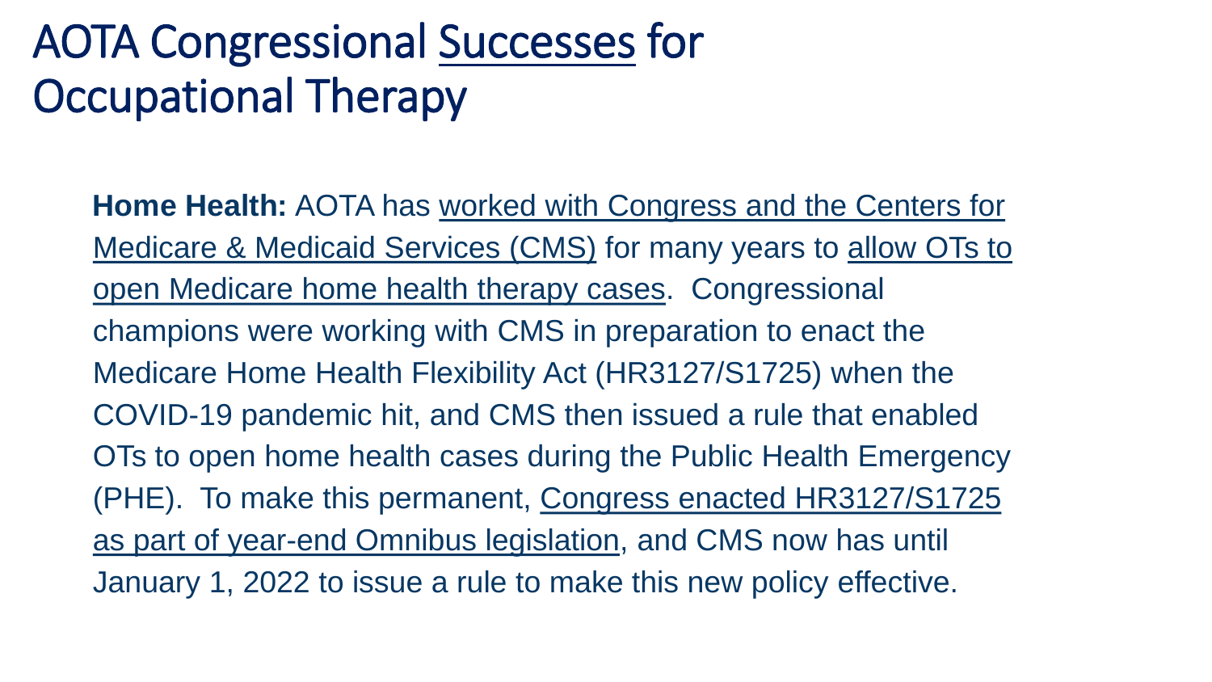# AOTA Congressional Successes for Occupational Therapy

**Home Health:** AOTA has worked with Congress and the Centers for Medicare & Medicaid Services (CMS) for many years to allow OTs to open Medicare home health therapy cases. Congressional champions were working with CMS in preparation to enact the Medicare Home Health Flexibility Act (HR3127/S1725) when the COVID-19 pandemic hit, and CMS then issued a rule that enabled OTs to open home health cases during the Public Health Emergency (PHE). To make this permanent, Congress enacted HR3127/S1725 as part of year-end Omnibus legislation, and CMS now has until January 1, 2022 to issue a rule to make this new policy effective.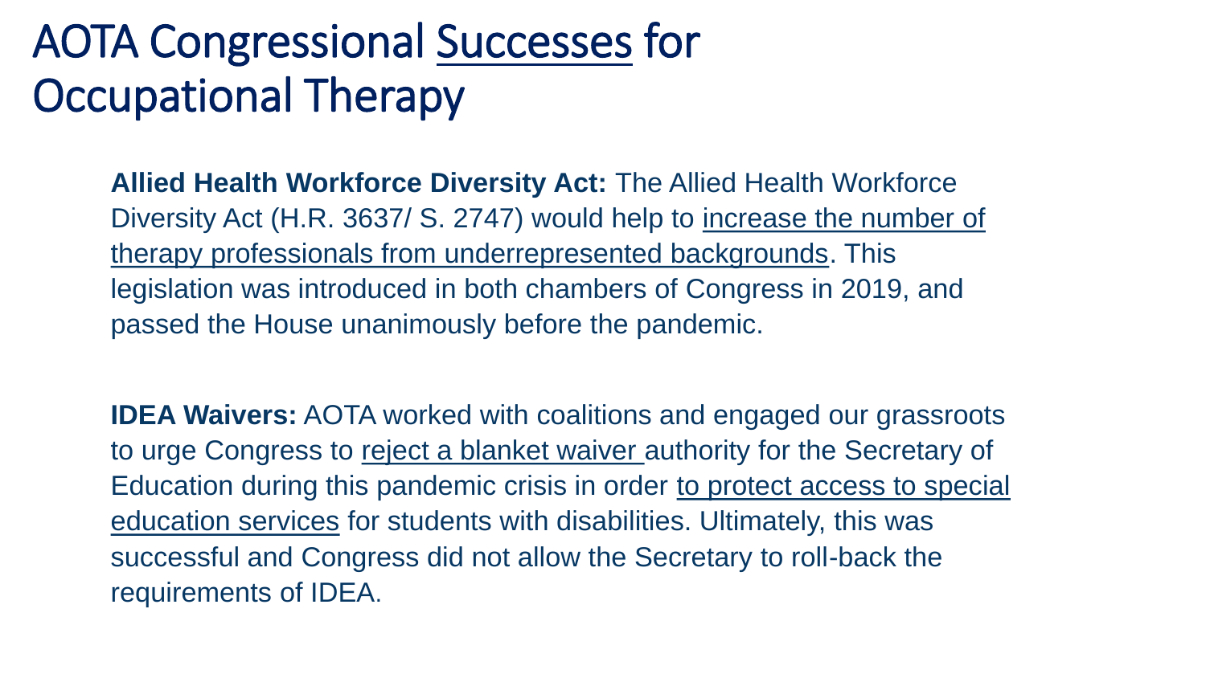# AOTA Congressional <u>Successes</u> for Occupational Therapy

**Allied Health Workforce Diversity Act:** The Allied Health Workforce Diversity Act (H.R. 3637/ S. 2747) would help to <u>increase the number of therapy professionals from underrepresented backgrounds</u>. This legislation was introduced in both chambers of Congress in 2019, and passed the House unanimously before the pandemic.

**IDEA Waivers:** AOTA worked with coalitions and engaged our grassroots to urge Congress to <u>reject a blanket waiver</u> authority for the Secretary of Education during this pandemic crisis in order <u>to protect access to special education services</u> for students with disabilities. Ultimately, this was successful and Congress did not allow the Secretary to roll-back the requirements of IDEA.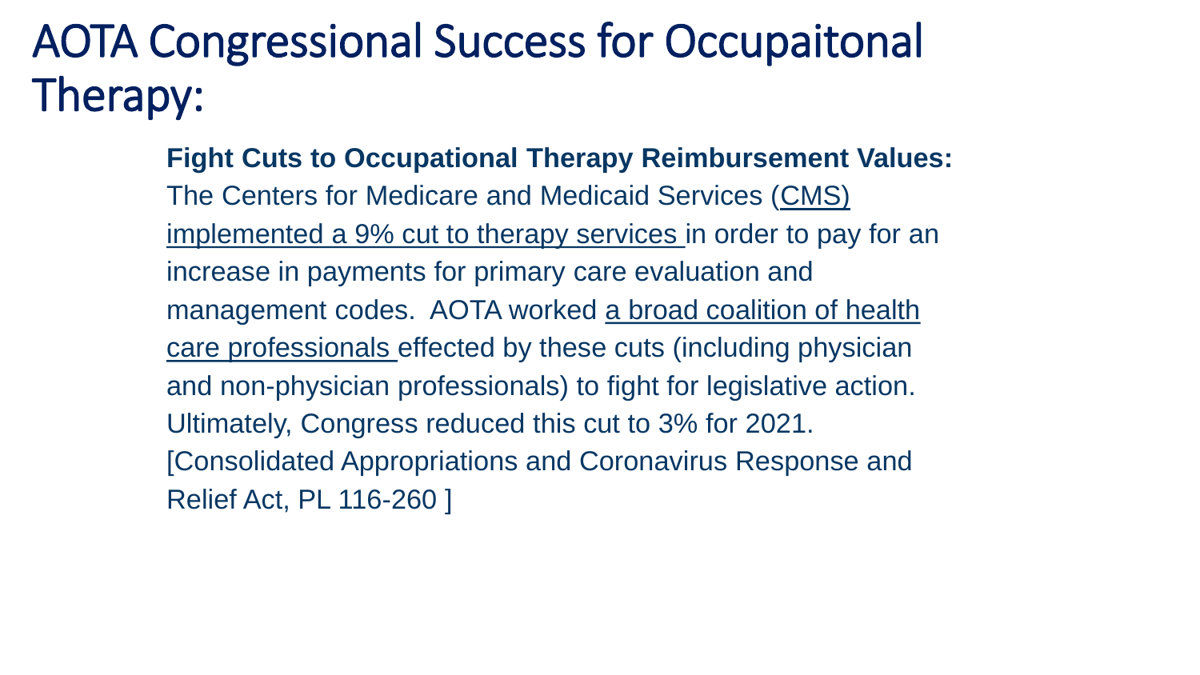# AOTA Congressional Success for Occupaitonal Therapy:

**Fight Cuts to Occupational Therapy Reimbursement Values:** The Centers for Medicare and Medicaid Services (CMS) implemented a 9% cut to therapy services in order to pay for an increase in payments for primary care evaluation and management codes. AOTA worked a broad coalition of health care professionals effected by these cuts (including physician and non-physician professionals) to fight for legislative action. Ultimately, Congress reduced this cut to 3% for 2021. [Consolidated Appropriations and Coronavirus Response and Relief Act, PL 116-260 ]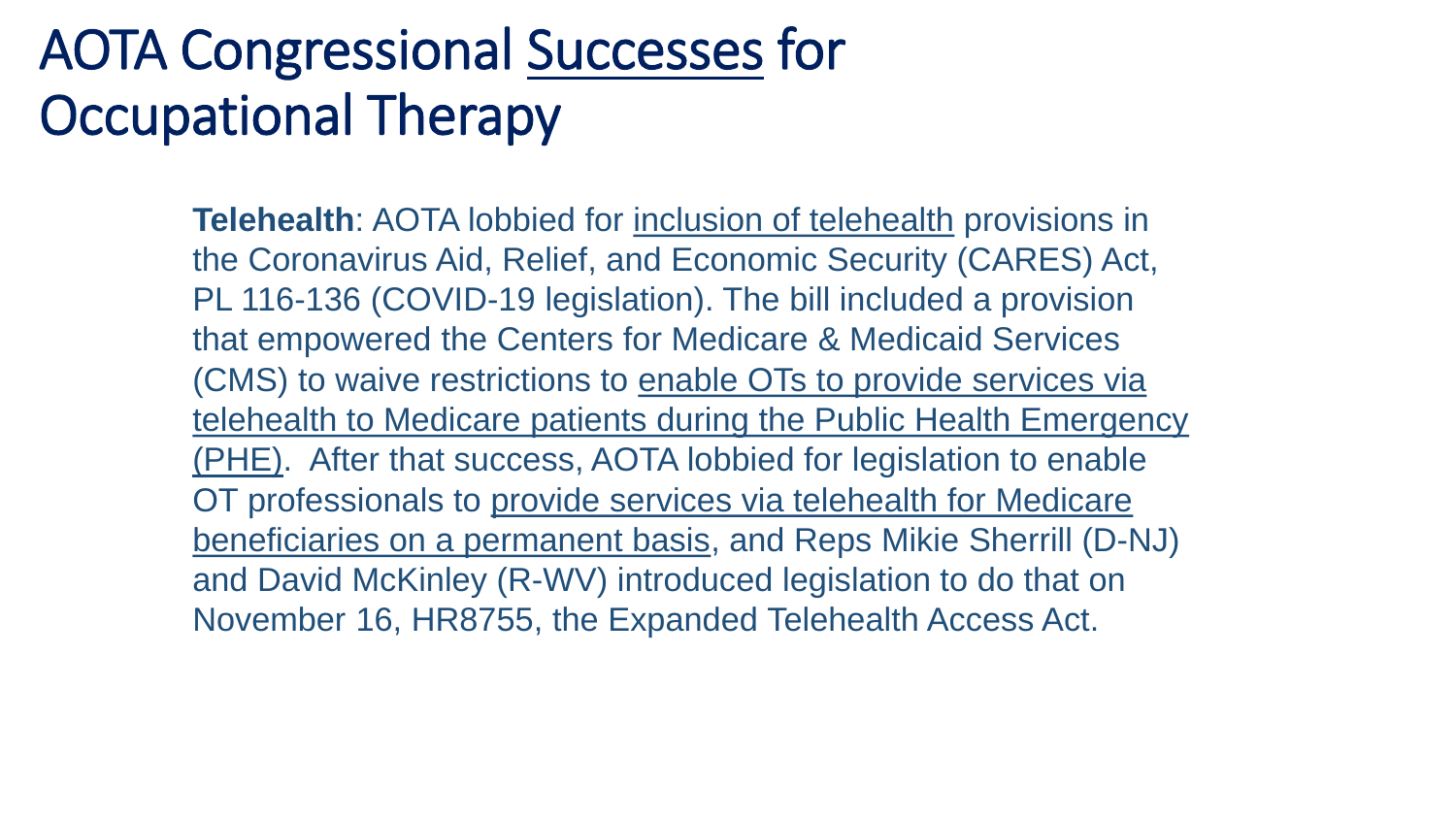# AOTA Congressional Successes for Occupational Therapy

**Telehealth**: AOTA lobbied for inclusion of telehealth provisions in the Coronavirus Aid, Relief, and Economic Security (CARES) Act, PL 116-136 (COVID-19 legislation). The bill included a provision that empowered the Centers for Medicare & Medicaid Services (CMS) to waive restrictions to enable OTs to provide services via telehealth to Medicare patients during the Public Health Emergency (PHE). After that success, AOTA lobbied for legislation to enable OT professionals to provide services via telehealth for Medicare beneficiaries on a permanent basis, and Reps Mikie Sherrill (D-NJ) and David McKinley (R-WV) introduced legislation to do that on November 16, HR8755, the Expanded Telehealth Access Act.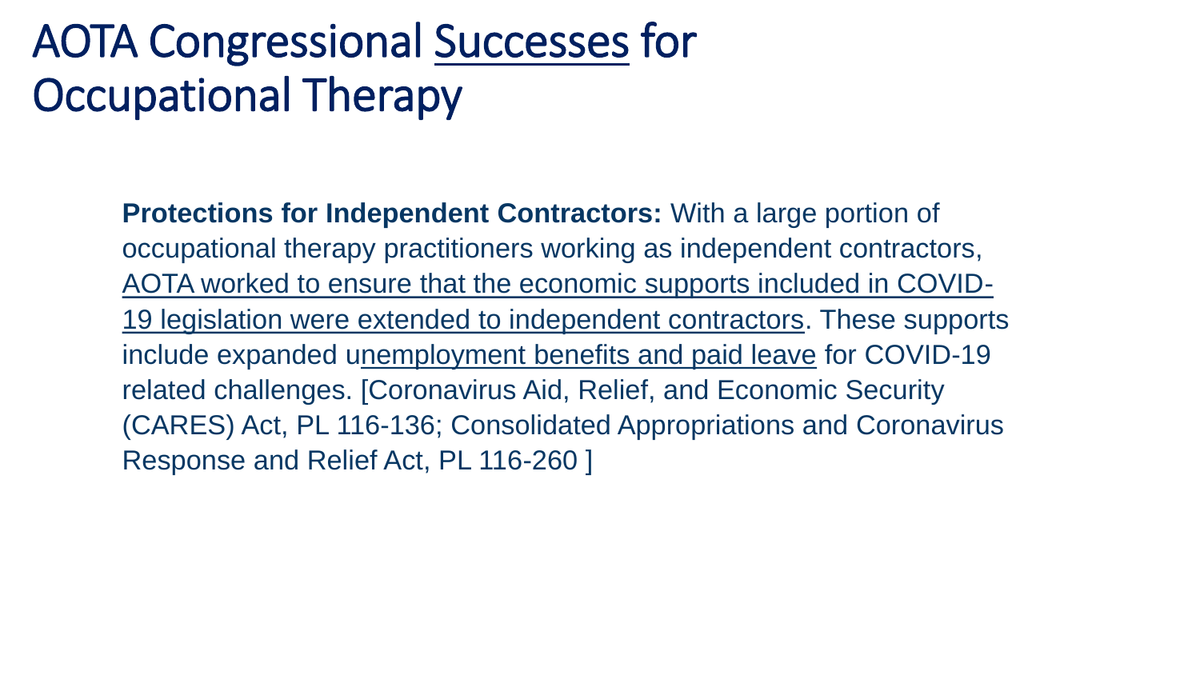# AOTA Congressional Successes for Occupational Therapy

**Protections for Independent Contractors:** With a large portion of occupational therapy practitioners working as independent contractors, AOTA worked to ensure that the economic supports included in COVID-19 legislation were extended to independent contractors. These supports include expanded unemployment benefits and paid leave for COVID-19 related challenges. [Coronavirus Aid, Relief, and Economic Security (CARES) Act, PL 116-136; Consolidated Appropriations and Coronavirus Response and Relief Act, PL 116-260 ]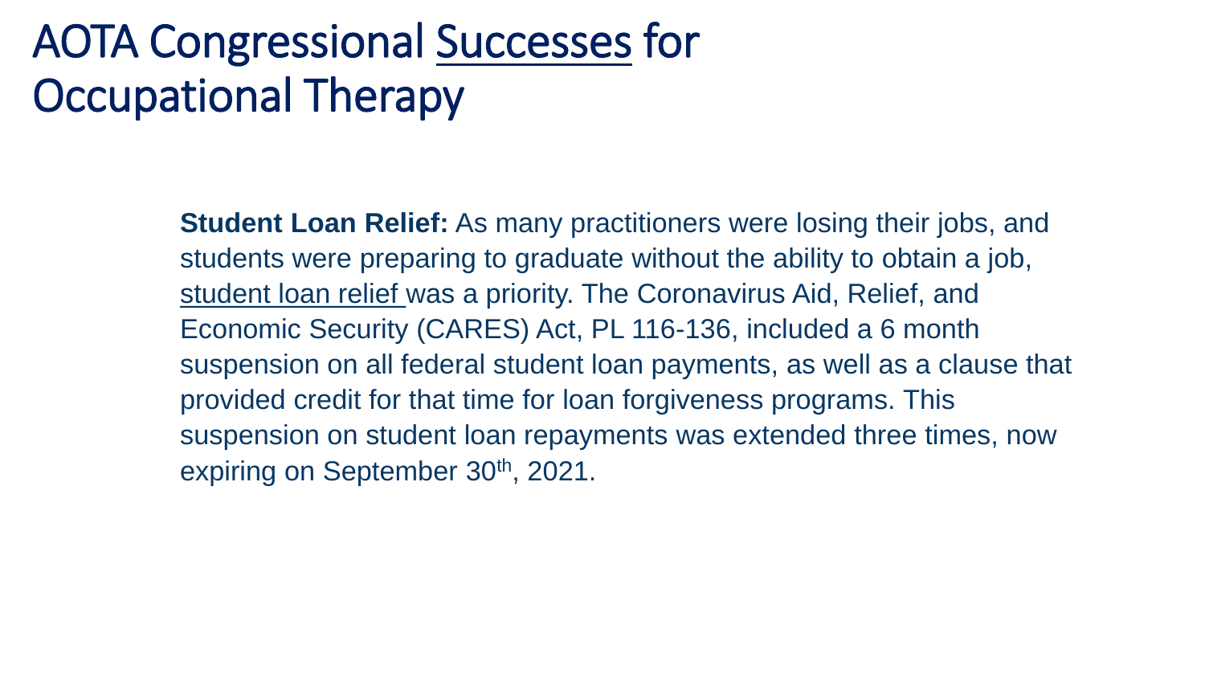# AOTA Congressional Successes for Occupational Therapy

**Student Loan Relief:** As many practitioners were losing their jobs, and students were preparing to graduate without the ability to obtain a job, student loan relief was a priority. The Coronavirus Aid, Relief, and Economic Security (CARES) Act, PL 116-136, included a 6 month suspension on all federal student loan payments, as well as a clause that provided credit for that time for loan forgiveness programs. This suspension on student loan repayments was extended three times, now expiring on September 30th, 2021.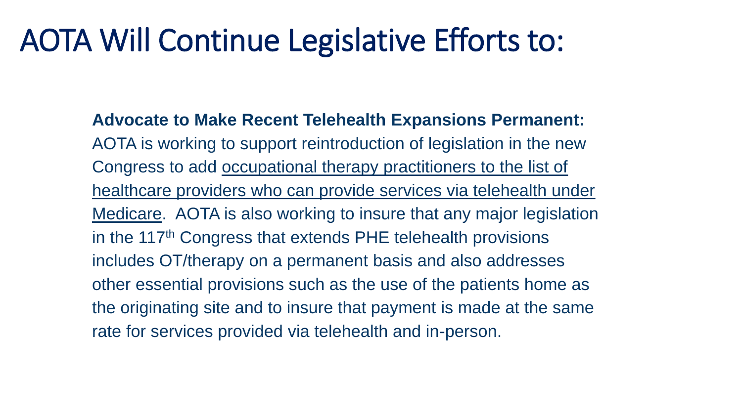# AOTA Will Continue Legislative Efforts to:

**Advocate to Make Recent Telehealth Expansions Permanent:** AOTA is working to support reintroduction of legislation in the new Congress to add occupational therapy practitioners to the list of healthcare providers who can provide services via telehealth under Medicare. AOTA is also working to insure that any major legislation in the 117th Congress that extends PHE telehealth provisions includes OT/therapy on a permanent basis and also addresses other essential provisions such as the use of the patients home as the originating site and to insure that payment is made at the same rate for services provided via telehealth and in-person.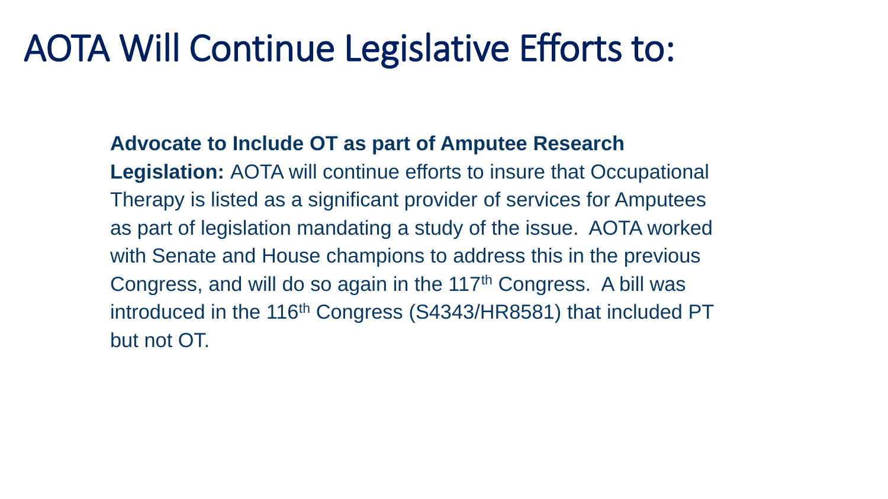# AOTA Will Continue Legislative Efforts to:

**Advocate to Include OT as part of Amputee Research Legislation:** AOTA will continue efforts to insure that Occupational Therapy is listed as a significant provider of services for Amputees as part of legislation mandating a study of the issue. AOTA worked with Senate and House champions to address this in the previous Congress, and will do so again in the 117th Congress. A bill was introduced in the 116th Congress (S4343/HR8581) that included PT but not OT.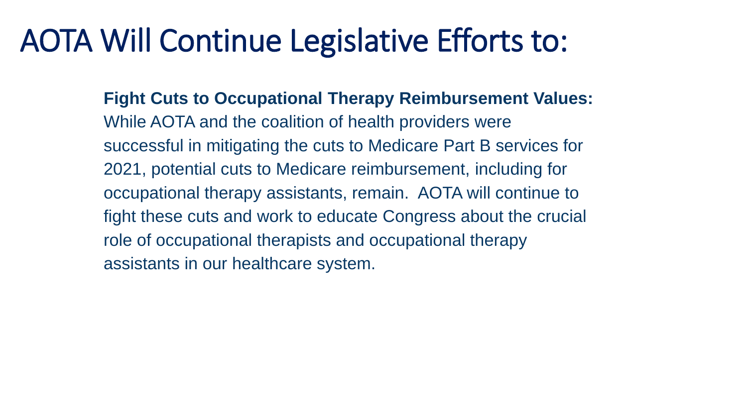# AOTA Will Continue Legislative Efforts to:

**Fight Cuts to Occupational Therapy Reimbursement Values:** While AOTA and the coalition of health providers were successful in mitigating the cuts to Medicare Part B services for 2021, potential cuts to Medicare reimbursement, including for occupational therapy assistants, remain. AOTA will continue to fight these cuts and work to educate Congress about the crucial role of occupational therapists and occupational therapy assistants in our healthcare system.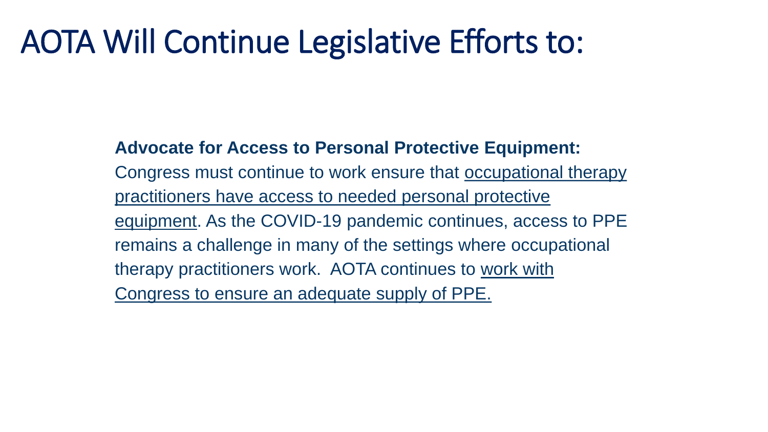# AOTA Will Continue Legislative Efforts to:

**Advocate for Access to Personal Protective Equipment:** Congress must continue to work ensure that occupational therapy practitioners have access to needed personal protective equipment. As the COVID-19 pandemic continues, access to PPE remains a challenge in many of the settings where occupational therapy practitioners work. AOTA continues to work with Congress to ensure an adequate supply of PPE.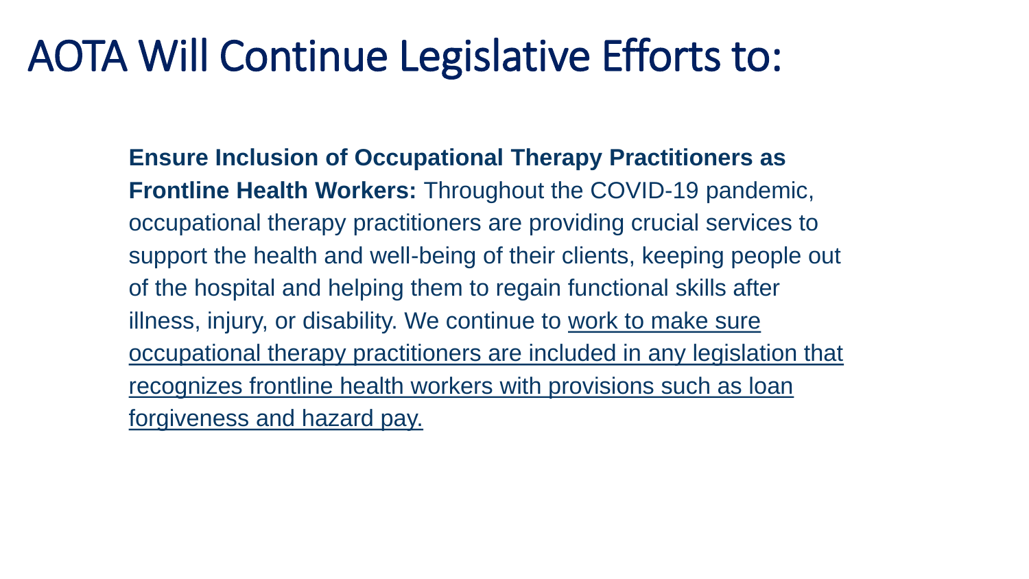# AOTA Will Continue Legislative Efforts to:

**Ensure Inclusion of Occupational Therapy Practitioners as Frontline Health Workers:** Throughout the COVID-19 pandemic, occupational therapy practitioners are providing crucial services to support the health and well-being of their clients, keeping people out of the hospital and helping them to regain functional skills after illness, injury, or disability. We continue to work to make sure occupational therapy practitioners are included in any legislation that recognizes frontline health workers with provisions such as loan forgiveness and hazard pay.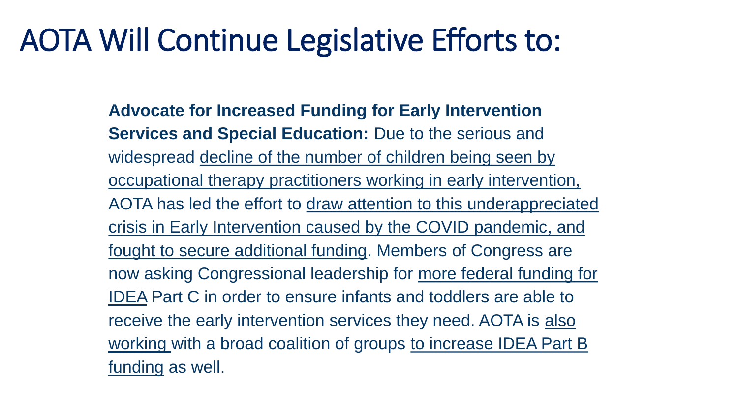# AOTA Will Continue Legislative Efforts to:

**Advocate for Increased Funding for Early Intervention Services and Special Education:** Due to the serious and widespread decline of the number of children being seen by occupational therapy practitioners working in early intervention, AOTA has led the effort to draw attention to this underappreciated crisis in Early Intervention caused by the COVID pandemic, and fought to secure additional funding. Members of Congress are now asking Congressional leadership for more federal funding for IDEA Part C in order to ensure infants and toddlers are able to receive the early intervention services they need. AOTA is also working with a broad coalition of groups to increase IDEA Part B funding as well.